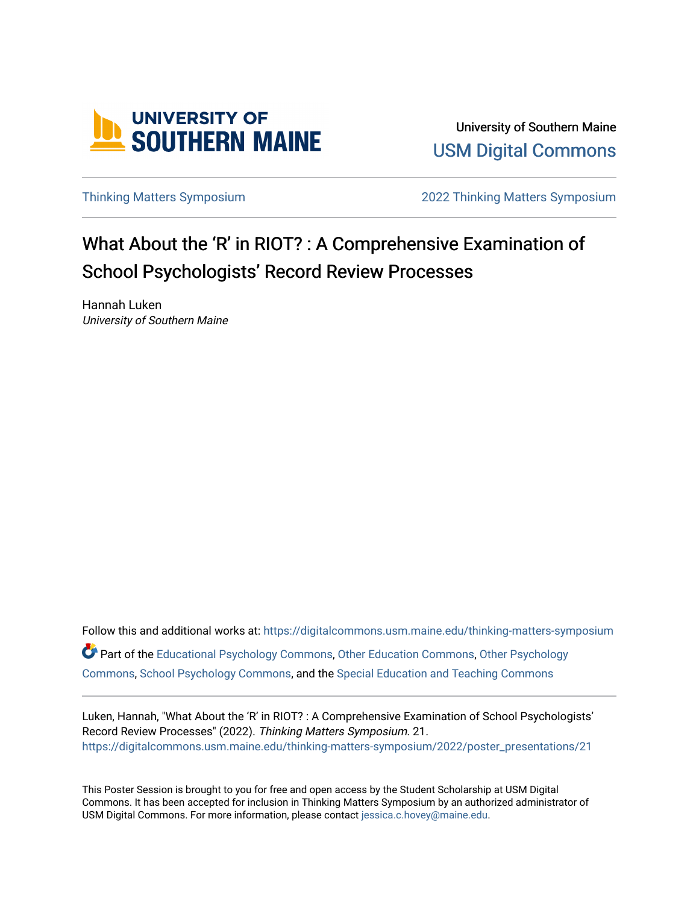University of Southern Maine

USM Digital Commons

Thinking Matters Symposium

2022 Thinking Matters Symposium

# What About the ‘R’ in RIOT? : A Comprehensive Examination of School Psychologists’ Record Review Processes

Hannah Luken
*University of Southern Maine*

Follow this and additional works at: https://digitalcommons.usm.maine.edu/thinking-matters-symposium

Part of the Educational Psychology Commons, Other Education Commons, Other Psychology Commons, School Psychology Commons, and the Special Education and Teaching Commons

Luken, Hannah, "What About the ‘R’ in RIOT? : A Comprehensive Examination of School Psychologists’ Record Review Processes" (2022). *Thinking Matters Symposium*. 21.
https://digitalcommons.usm.maine.edu/thinking-matters-symposium/2022/poster_presentations/21

This Poster Session is brought to you for free and open access by the Student Scholarship at USM Digital Commons. It has been accepted for inclusion in Thinking Matters Symposium by an authorized administrator of USM Digital Commons. For more information, please contact jessica.c.hovey@maine.edu.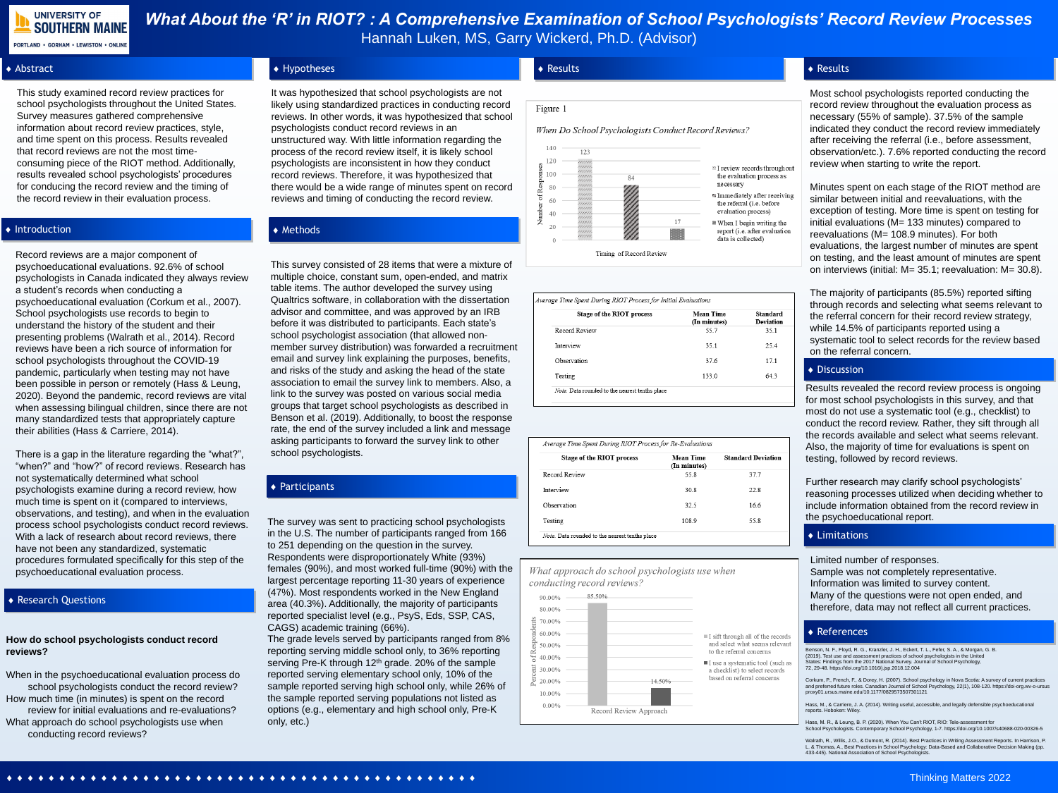# What About the 'R' in RIOT? : A Comprehensive Examination of School Psychologists' Record Review Processes

Hannah Luken, MS, Garry Wickerd, Ph.D. (Advisor)

UNIVERSITY OF SOUTHERN MAINE
PORTLAND • GORHAM • LEWISTON • ONLINE

## Abstract

This study examined record review practices for school psychologists throughout the United States. Survey measures gathered comprehensive information about record review practices, style, and time spent on this process. Results revealed that record reviews are not the most time-consuming piece of the RIOT method. Additionally, results revealed school psychologists' procedures for concucing the record review and the timing of the record review in their evaluation process.

## Introduction

Record reviews are a major component of psychoeducational evaluations. 92.6% of school psychologists in Canada indicated they always review a student's records when conducting a psychoeducational evaluation (Corkum et al., 2007). School psychologists use records to begin to understand the history of the student and their presenting problems (Walrath et al., 2014). Record reviews have been a rich source of information for school psychologists throughout the COVID-19 pandemic, particularly when testing may not have been possible in person or remotely (Hass & Leung, 2020). Beyond the pandemic, record reviews are vital when assessing bilingual children, since there are not many standardized tests that appropriately capture their abilities (Hass & Carriere, 2014).

There is a gap in the literature regarding the "what?", "when?" and "how?" of record reviews. Research has not systematically determined what school psychologists examine during a record review, how much time is spent on it (compared to interviews, observations, and testing), and when in the evaluation process school psychologists conduct record reviews. With a lack of research about record reviews, there have not been any standardized, systematic procedures formulated specifically for this step of the psychoeducational evaluation process.

## Research Questions

**How do school psychologists conduct record reviews?**

When in the psychoeducational evaluation process do school psychologists conduct the record review?
How much time (in minutes) is spent on the record review for initial evaluations and re-evaluations?
What approach do school psychologists use when conducting record reviews?

## Hypotheses

It was hypothesized that school psychologists are not likely using standardized practices in conducting record reviews. In other words, it was hypothesized that school psychologists conduct record reviews in an unstructured way. With little information regarding the process of the record review itself, it is likely school psychologists are inconsistent in how they conduct record reviews. Therefore, it was hypothesized that there would be a wide range of minutes spent on record reviews and timing of conducting the record review.

## Methods

This survey consisted of 28 items that were a mixture of multiple choice, constant sum, open-ended, and matrix table items. The author developed the survey using Qualtrics software, in collaboration with the dissertation advisor and committee, and was approved by an IRB before it was distributed to participants. Each state's school psychologist association (that allowed non-member survey distribution) was forwarded a recruitment email and survey link explaining the purposes, benefits, and risks of the study and asking the head of the state association to email the survey link to members. Also, a link to the survey was posted on various social media groups that target school psychologists as described in Benson et al. (2019). Additionally, to boost the response rate, the end of the survey included a link and message asking participants to forward the survey link to other school psychologists.

## Participants

The survey was sent to practicing school psychologists in the U.S. The number of participants ranged from 166 to 251 depending on the question in the survey. Respondents were disproportionately White (93%) females (90%), and most worked full-time (90%) with the largest percentage reporting 11-30 years of experience (47%). Most respondents worked in the New England area (40.3%). Additionally, the majority of participants reported specialist level (e.g., PsyS, Eds, SSP, CAS, CAGS) academic training (66%).
The grade levels served by participants ranged from 8% reporting serving middle school only, to 36% reporting serving Pre-K through 12th grade. 20% of the sample reported serving elementary school only, 10% of the sample reported serving high school only, while 26% of the sample reported serving populations not listed as options (e.g., elementary and high school only, Pre-K only, etc.)

## Results

Figure 1

*When Do School Psychologists Conduct Record Reviews?*

140, 120, 100, 80, 60, 40, 20, 0
Number of Responses
123
84
17
Timing of Record Review
I review records throughout the evaluation process as necessary
Immediately after receiving the referral (i.e. before evaluation process)
When I begin writing the report (i.e. after evaluation data is collected)

*Average Time Spent During RIOT Process for Initial Evaluations*

| Stage of the RIOT process | Mean Time (In minutes) | Standard Deviation |
|---|---|---|
| Record Review | 55.7 | 35.1 |
| Interview | 35.1 | 25.4 |
| Observation | 37.6 | 17.1 |
| Testing | 133.0 | 64.3 |

*Note.* Data rounded to the nearest tenths place

*Average Time Spent During RIOT Process for Re-Evaluations*

| Stage of the RIOT process | Mean Time (In minutes) | Standard Deviation |
|---|---|---|
| Record Review | 55.8 | 37.7 |
| Interview | 30.8 | 22.8 |
| Observation | 32.5 | 16.6 |
| Testing | 108.9 | 55.8 |

*Note.* Data rounded to the nearest tenths place

*What approach do school psychologists use when conducting record reviews?*

90.00%, 80.00%, 70.00%, 60.00%, 50.00%, 40.00%, 30.00%, 20.00%, 10.00%, 0.00%
Percent of Respondents
85.50%
14.50%
Record Review Approach
I sift through all of the records and select what seems relevant to the referral concerns
I use a systematic tool (such as a checklist) to select records based on referral concerns

Most school psychologists reported conducting the record review throughout the evaluation process as necessary (55% of sample). 37.5% of the sample indicated they conduct the record review immediately after receiving the referral (i.e., before assessment, observation/etc.). 7.6% reported conducting the record review when starting to write the report.

Minutes spent on each stage of the RIOT method are similar between initial and reevaluations, with the exception of testing. More time is spent on testing for initial evaluations (M= 133 minutes) compared to reevaluations (M= 108.9 minutes). For both evaluations, the largest number of minutes are spent on testing, and the least amount of minutes are spent on interviews (initial: M= 35.1; reevaluation: M= 30.8).

The majority of participants (85.5%) reported sifting through records and selecting what seems relevant to the referral concern for their record review strategy, while 14.5% of participants reported using a systematic tool to select records for the review based on the referral concern.

## Discussion

Results revealed the record review process is ongoing for most school psychologists in this survey, and that most do not use a systematic tool (e.g., checklist) to conduct the record review. Rather, they sift through all the records available and select what seems relevant. Also, the majority of time for evaluations is spent on testing, followed by record reviews.

Further research may clarify school psychologists' reasoning processes utilized when deciding whether to include information obtained from the record review in the psychoeducational report.

## Limitations

Limited number of responses.
Sample was not completely representative.
Information was limited to survey content.
Many of the questions were not open ended, and therefore, data may not reflect all current practices.

## References

Benson, N. F., Floyd, R. G., Kranzler, J. H., Eckert, T. L., Fefer, S. A., & Morgan, G. B. (2019). Test use and assessment practices of school psychologists in the United States: Findings from the 2017 National Survey. Journal of School Psychology, 72, 29-48. https://doi.org/10.1016/j.jsp.2018.12.004

Corkum, P., French, F., & Dorey, H. (2007). School psychology in Nova Scotia: A survey of current practices and preferred future roles. Canadian Journal of School Psychology, 22(1), 108-120. https://doi-org.wv-o-ursus proxy01.ursus.maine.edu/10.1177/0829573507301121

Hass, M., & Carriere, J. A. (2014). Writing useful, accessible, and legally defensible psychoeducational reports. Hoboken: Wiley.

Hass, M. R., & Leung, B. P. (2020). When You Can't RIOT, RIO: Tele-assessment for School Psychologists. Contemporary School Psychology, 1-7. https://doi.org/10.1007/s40688-020-00326-5

Walrath, R., Willis, J.O., & Dumont, R. (2014). Best Practices in Writing Assessment Reports. In Harrison, P. L. & Thomas, A., Best Practices in School Psychology: Data-Based and Collaborative Decision Making (pp. 433-445). National Association of School Psychologists.

Thinking Matters 2022